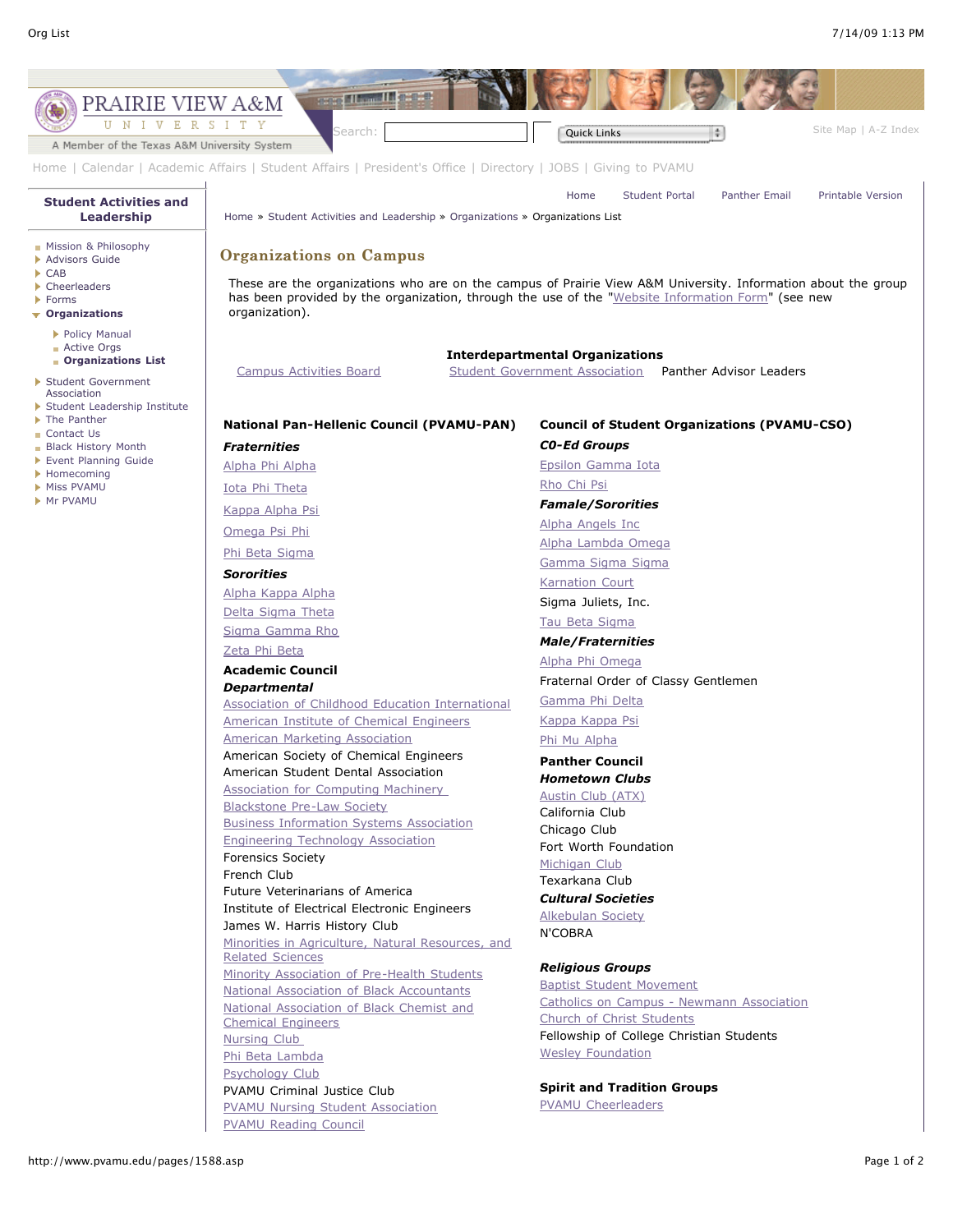# PRAIRIE VIEW A&M UNIVERSITY

A Member of the Texas A&M University System

Search: Quick Links

Site Map | A-Z Index

Home | Calendar | Academic Affairs | Student Affairs | President's Office | Directory | JOBS | Giving to PVAMU

**Student Activities and Leadership**

- Mission & Philosophy
- Advisors Guide
- CAB
- Cheerleaders
- Forms
- **Organizations**
  - Policy Manual
  - Active Orgs
  - **Organizations List**
- Student Government Association
- Student Leadership Institute
- The Panther
- Contact Us
- Black History Month
- Event Planning Guide
- Homecoming
- Miss PVAMU
- Mr PVAMU

Home | Student Portal | Panther Email | Printable Version

Home » Student Activities and Leadership » Organizations » Organizations List

## Organizations on Campus

These are the organizations who are on the campus of Prairie View A&M University. Information about the group has been provided by the organization, through the use of the "Website Information Form" (see new organization).

**Interdepartmental Organizations**

Campus Activities Board | Student Government Association | Panther Advisor Leaders

### National Pan-Hellenic Council (PVAMU-PAN)

***Fraternities***

Alpha Phi Alpha

Iota Phi Theta

Kappa Alpha Psi

Omega Psi Phi

Phi Beta Sigma

***Sororities***

Alpha Kappa Alpha

Delta Sigma Theta

Sigma Gamma Rho

Zeta Phi Beta

### Academic Council

***Departmental***

Association of Childhood Education International
American Institute of Chemical Engineers
American Marketing Association
American Society of Chemical Engineers
American Student Dental Association
Association for Computing Machinery
Blackstone Pre-Law Society
Business Information Systems Association
Engineering Technology Association
Forensics Society
French Club
Future Veterinarians of America
Institute of Electrical Electronic Engineers
James W. Harris History Club
Minorities in Agriculture, Natural Resources, and Related Sciences
Minority Association of Pre-Health Students
National Association of Black Accountants
National Association of Black Chemist and Chemical Engineers
Nursing Club
Phi Beta Lambda
Psychology Club
PVAMU Criminal Justice Club
PVAMU Nursing Student Association
PVAMU Reading Council

### Council of Student Organizations (PVAMU-CSO)

***CO-Ed Groups***

Epsilon Gamma Iota

Rho Chi Psi

***Famale/Sororities***

Alpha Angels Inc

Alpha Lambda Omega

Gamma Sigma Sigma

Karnation Court

Sigma Juliets, Inc.

Tau Beta Sigma

***Male/Fraternities***

Alpha Phi Omega

Fraternal Order of Classy Gentlemen

Gamma Phi Delta

Kappa Kappa Psi

Phi Mu Alpha

### Panther Council

***Hometown Clubs***

Austin Club (ATX)
California Club
Chicago Club
Fort Worth Foundation
Michigan Club
Texarkana Club

***Cultural Societies***

Alkebulan Society
N'COBRA

***Religious Groups***

Baptist Student Movement
Catholics on Campus - Newmann Association
Church of Christ Students
Fellowship of College Christian Students
Wesley Foundation

### Spirit and Tradition Groups

PVAMU Cheerleaders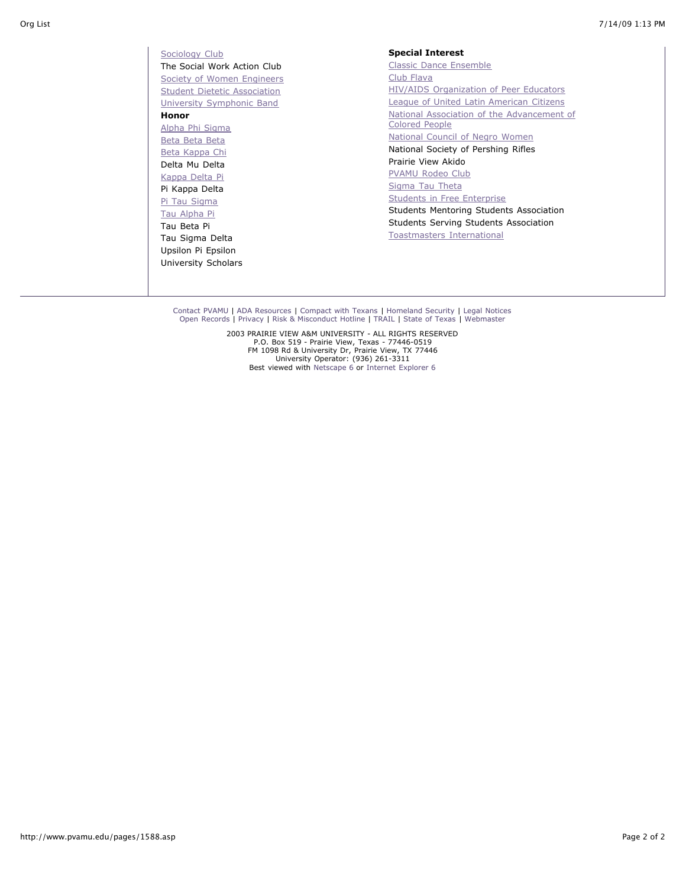Sociology Club

The Social Work Action Club

Society of Women Engineers

Student Dietetic Association

University Symphonic Band

**Honor**

Alpha Phi Sigma

Beta Beta Beta

Beta Kappa Chi

Delta Mu Delta

Kappa Delta Pi

Pi Kappa Delta

Pi Tau Sigma

Tau Alpha Pi

Tau Beta Pi

Tau Sigma Delta

Upsilon Pi Epsilon

University Scholars

**Special Interest**

Classic Dance Ensemble

Club Flava

HIV/AIDS Organization of Peer Educators

League of United Latin American Citizens

National Association of the Advancement of Colored People

National Council of Negro Women

National Society of Pershing Rifles

Prairie View Akido

PVAMU Rodeo Club

Sigma Tau Theta

Students in Free Enterprise

Students Mentoring Students Association

Students Serving Students Association

Toastmasters International

Contact PVAMU | ADA Resources | Compact with Texans | Homeland Security | Legal Notices
Open Records | Privacy | Risk & Misconduct Hotline | TRAIL | State of Texas | Webmaster

2003 PRAIRIE VIEW A&M UNIVERSITY - ALL RIGHTS RESERVED
P.O. Box 519 - Prairie View, Texas - 77446-0519
FM 1098 Rd & University Dr, Prairie View, TX 77446
University Operator: (936) 261-3311
Best viewed with Netscape 6 or Internet Explorer 6